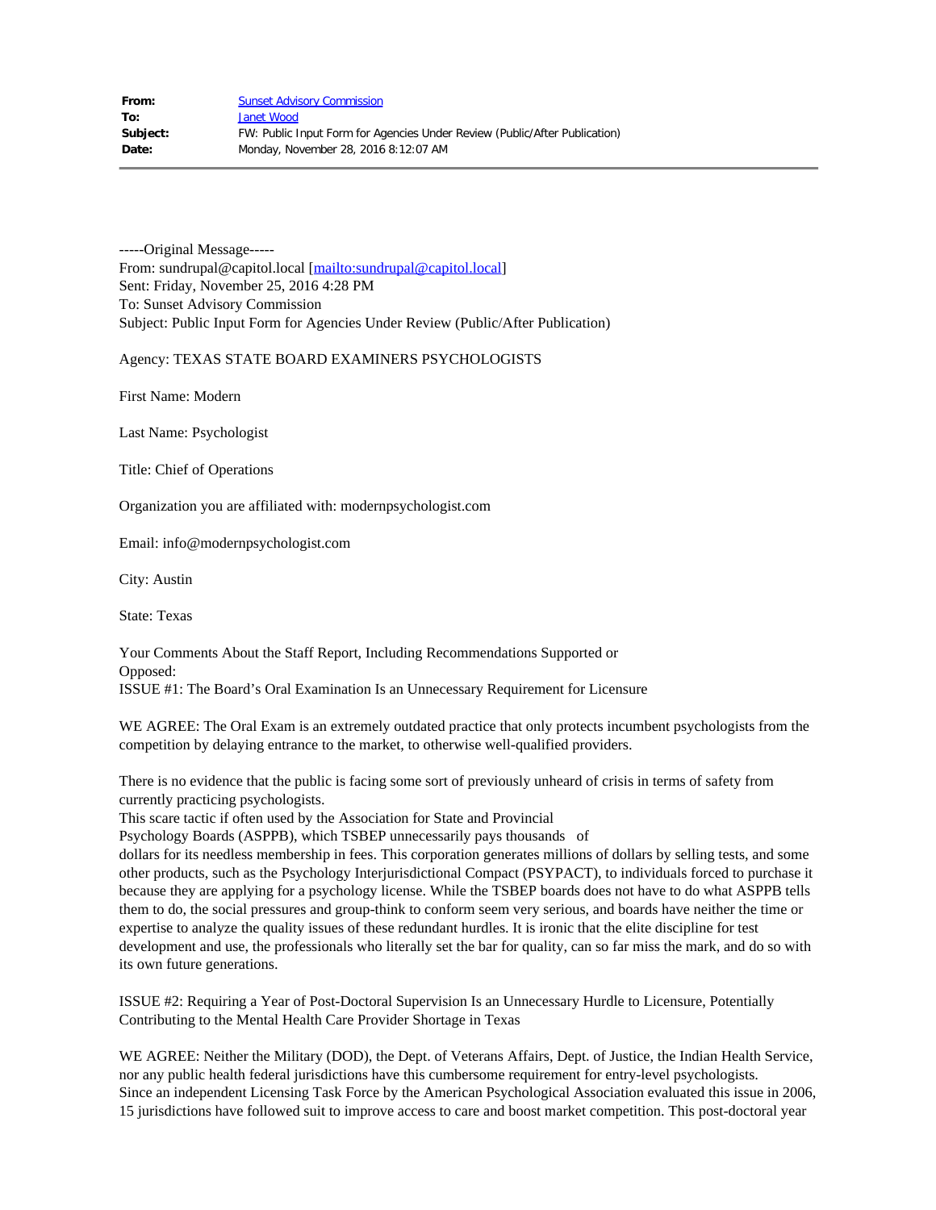| | |
|---|---|
| **From:** | Sunset Advisory Commission |
| **To:** | Janet Wood |
| **Subject:** | FW: Public Input Form for Agencies Under Review (Public/After Publication) |
| **Date:** | Monday, November 28, 2016 8:12:07 AM |

-----Original Message-----
From: sundrupal@capitol.local [mailto:sundrupal@capitol.local]
Sent: Friday, November 25, 2016 4:28 PM
To: Sunset Advisory Commission
Subject: Public Input Form for Agencies Under Review (Public/After Publication)

Agency: TEXAS STATE BOARD EXAMINERS PSYCHOLOGISTS

First Name: Modern

Last Name: Psychologist

Title: Chief of Operations

Organization you are affiliated with: modernpsychologist.com

Email: info@modernpsychologist.com

City: Austin

State: Texas

Your Comments About the Staff Report, Including Recommendations Supported or Opposed:
ISSUE #1: The Board's Oral Examination Is an Unnecessary Requirement for Licensure

WE AGREE: The Oral Exam is an extremely outdated practice that only protects incumbent psychologists from the competition by delaying entrance to the market, to otherwise well-qualified providers.

There is no evidence that the public is facing some sort of previously unheard of crisis in terms of safety from currently practicing psychologists.
This scare tactic if often used by the Association for State and Provincial Psychology Boards (ASPPB), which TSBEP unnecessarily pays thousands of dollars for its needless membership in fees. This corporation generates millions of dollars by selling tests, and some other products, such as the Psychology Interjurisdictional Compact (PSYPACT), to individuals forced to purchase it because they are applying for a psychology license. While the TSBEP boards does not have to do what ASPPB tells them to do, the social pressures and group-think to conform seem very serious, and boards have neither the time or expertise to analyze the quality issues of these redundant hurdles. It is ironic that the elite discipline for test development and use, the professionals who literally set the bar for quality, can so far miss the mark, and do so with its own future generations.

ISSUE #2: Requiring a Year of Post-Doctoral Supervision Is an Unnecessary Hurdle to Licensure, Potentially Contributing to the Mental Health Care Provider Shortage in Texas

WE AGREE: Neither the Military (DOD), the Dept. of Veterans Affairs, Dept. of Justice, the Indian Health Service, nor any public health federal jurisdictions have this cumbersome requirement for entry-level psychologists.
Since an independent Licensing Task Force by the American Psychological Association evaluated this issue in 2006, 15 jurisdictions have followed suit to improve access to care and boost market competition. This post-doctoral year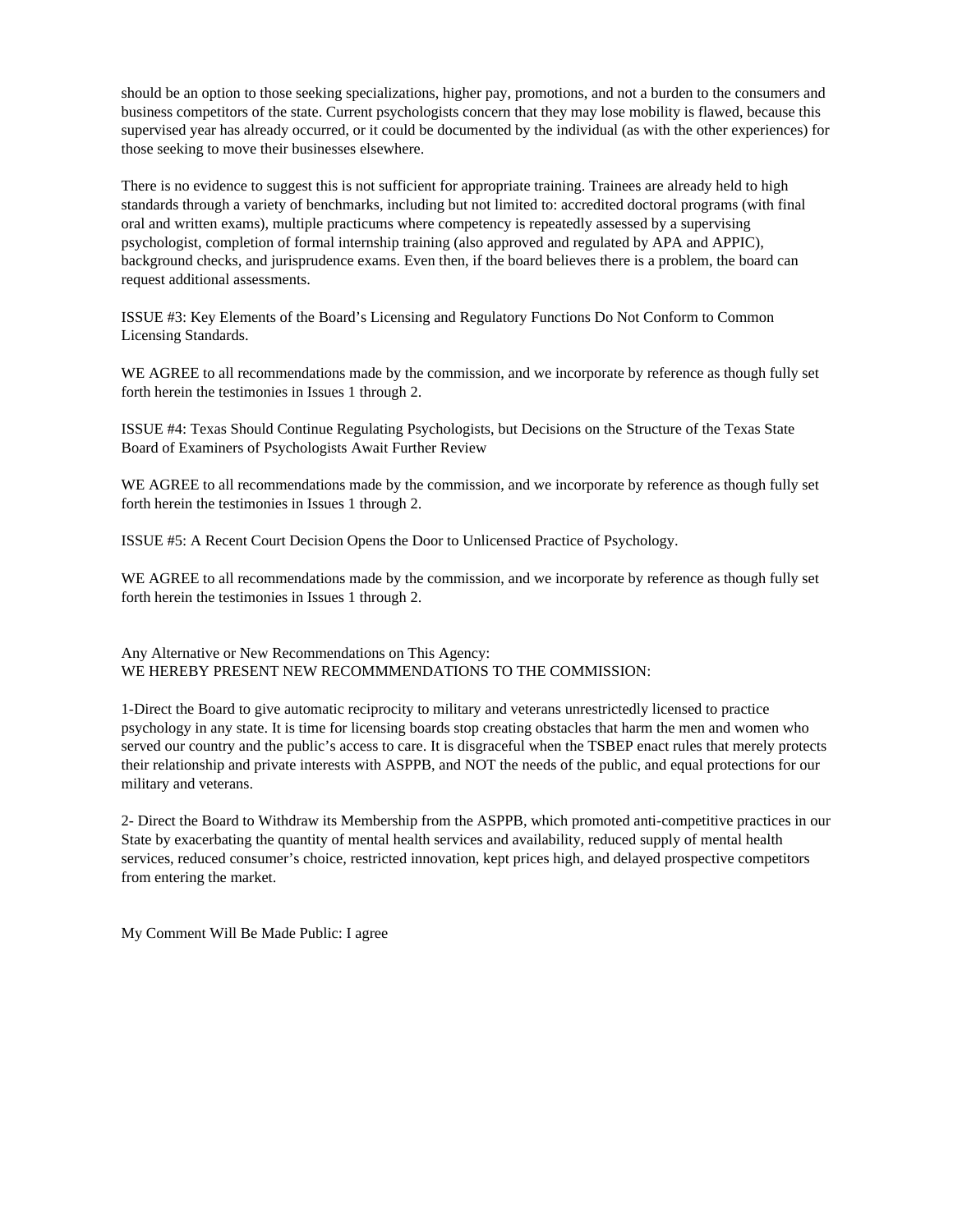should be an option to those seeking specializations, higher pay, promotions, and not a burden to the consumers and business competitors of the state. Current psychologists concern that they may lose mobility is flawed, because this supervised year has already occurred, or it could be documented by the individual (as with the other experiences) for those seeking to move their businesses elsewhere.

There is no evidence to suggest this is not sufficient for appropriate training. Trainees are already held to high standards through a variety of benchmarks, including but not limited to: accredited doctoral programs (with final oral and written exams), multiple practicums where competency is repeatedly assessed by a supervising psychologist, completion of formal internship training (also approved and regulated by APA and APPIC), background checks, and jurisprudence exams. Even then, if the board believes there is a problem, the board can request additional assessments.

ISSUE #3: Key Elements of the Board's Licensing and Regulatory Functions Do Not Conform to Common Licensing Standards.

WE AGREE to all recommendations made by the commission, and we incorporate by reference as though fully set forth herein the testimonies in Issues 1 through 2.

ISSUE #4: Texas Should Continue Regulating Psychologists, but Decisions on the Structure of the Texas State Board of Examiners of Psychologists Await Further Review

WE AGREE to all recommendations made by the commission, and we incorporate by reference as though fully set forth herein the testimonies in Issues 1 through 2.

ISSUE #5: A Recent Court Decision Opens the Door to Unlicensed Practice of Psychology.

WE AGREE to all recommendations made by the commission, and we incorporate by reference as though fully set forth herein the testimonies in Issues 1 through 2.

Any Alternative or New Recommendations on This Agency:
WE HEREBY PRESENT NEW RECOMMMENDATIONS TO THE COMMISSION:

1-Direct the Board to give automatic reciprocity to military and veterans unrestrictedly licensed to practice psychology in any state. It is time for licensing boards stop creating obstacles that harm the men and women who served our country and the public's access to care. It is disgraceful when the TSBEP enact rules that merely protects their relationship and private interests with ASPPB, and NOT the needs of the public, and equal protections for our military and veterans.

2- Direct the Board to Withdraw its Membership from the ASPPB, which promoted anti-competitive practices in our State by exacerbating the quantity of mental health services and availability, reduced supply of mental health services, reduced consumer's choice, restricted innovation, kept prices high, and delayed prospective competitors from entering the market.

My Comment Will Be Made Public: I agree